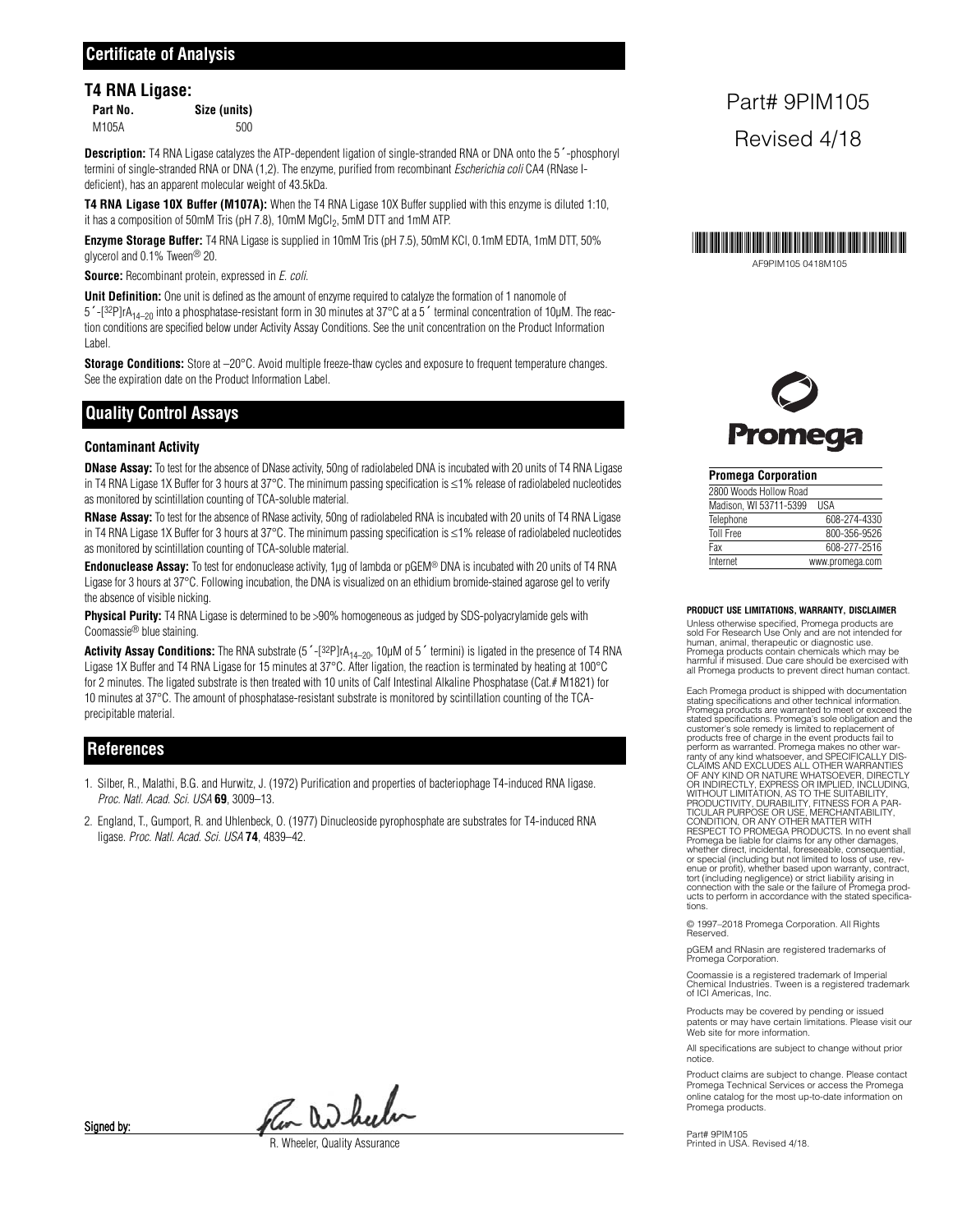## Certificate of Analysis

### T4 RNA Ligase:

| Part No. | Size (units) |
|---|---|
| M105A | 500 |

**Description:** T4 RNA Ligase catalyzes the ATP-dependent ligation of single-stranded RNA or DNA onto the 5´-phosphoryl termini of single-stranded RNA or DNA (1,2). The enzyme, purified from recombinant *Escherichia coli* CA4 (RNase I-deficient), has an apparent molecular weight of 43.5kDa.

**T4 RNA Ligase 10X Buffer (M107A):** When the T4 RNA Ligase 10X Buffer supplied with this enzyme is diluted 1:10, it has a composition of 50mM Tris (pH 7.8), 10mM $MgCl_2$, 5mM DTT and 1mM ATP.

**Enzyme Storage Buffer:** T4 RNA Ligase is supplied in 10mM Tris (pH 7.5), 50mM KCl, 0.1mM EDTA, 1mM DTT, 50% glycerol and 0.1% Tween® 20.

**Source:** Recombinant protein, expressed in *E. coli*.

**Unit Definition:** One unit is defined as the amount of enzyme required to catalyze the formation of 1 nanomole of 5´-[$^{32}$P]r$A_{14-20}$ into a phosphatase-resistant form in 30 minutes at 37°C at a 5´ terminal concentration of 10µM. The reaction conditions are specified below under Activity Assay Conditions. See the unit concentration on the Product Information Label.

**Storage Conditions:** Store at –20°C. Avoid multiple freeze-thaw cycles and exposure to frequent temperature changes. See the expiration date on the Product Information Label.

## Quality Control Assays

### Contaminant Activity

**DNase Assay:** To test for the absence of DNase activity, 50ng of radiolabeled DNA is incubated with 20 units of T4 RNA Ligase in T4 RNA Ligase 1X Buffer for 3 hours at 37°C. The minimum passing specification is ≤1% release of radiolabeled nucleotides as monitored by scintillation counting of TCA-soluble material.

**RNase Assay:** To test for the absence of RNase activity, 50ng of radiolabeled RNA is incubated with 20 units of T4 RNA Ligase in T4 RNA Ligase 1X Buffer for 3 hours at 37°C. The minimum passing specification is ≤1% release of radiolabeled nucleotides as monitored by scintillation counting of TCA-soluble material.

**Endonuclease Assay:** To test for endonuclease activity, 1µg of lambda or pGEM® DNA is incubated with 20 units of T4 RNA Ligase for 3 hours at 37°C. Following incubation, the DNA is visualized on an ethidium bromide-stained agarose gel to verify the absence of visible nicking.

**Physical Purity:** T4 RNA Ligase is determined to be >90% homogeneous as judged by SDS-polyacrylamide gels with Coomassie® blue staining.

**Activity Assay Conditions:** The RNA substrate (5´-[$^{32}$P]r$A_{14-20}$, 10µM of 5´ termini) is ligated in the presence of T4 RNA Ligase 1X Buffer and T4 RNA Ligase for 15 minutes at 37°C. After ligation, the reaction is terminated by heating at 100°C for 2 minutes. The ligated substrate is then treated with 10 units of Calf Intestinal Alkaline Phosphatase (Cat.# M1821) for 10 minutes at 37°C. The amount of phosphatase-resistant substrate is monitored by scintillation counting of the TCA-precipitable material.

## References

1. Silber, R., Malathi, B.G. and Hurwitz, J. (1972) Purification and properties of bacteriophage T4-induced RNA ligase. *Proc. Natl. Acad. Sci. USA* **69**, 3009–13.
2. England, T., Gumport, R. and Uhlenbeck, O. (1977) Dinucleoside pyrophosphate are substrates for T4-induced RNA ligase. *Proc. Natl. Acad. Sci. USA* **74**, 4839–42.

Signed by:

R. Wheeler, Quality Assurance

Part# 9PIM105

Revised 4/18

AF9PIM105 0418M105

Promega

| Promega Corporation | |
|---|---|
| 2800 Woods Hollow Road | |
| Madison, WI 53711-5399 | USA |
| Telephone | 608-274-4330 |
| Toll Free | 800-356-9526 |
| Fax | 608-277-2516 |
| Internet | www.promega.com |

**PRODUCT USE LIMITATIONS, WARRANTY, DISCLAIMER**

Unless otherwise specified, Promega products are sold For Research Use Only and are not intended for human, animal, therapeutic or diagnostic use. Promega products contain chemicals which may be harmful if misused. Due care should be exercised with all Promega products to prevent direct human contact.

Each Promega product is shipped with documentation stating specifications and other technical information. Promega products are warranted to meet or exceed the stated specifications. Promega's sole obligation and the customer's sole remedy is limited to replacement of products free of charge in the event products fail to perform as warranted. Promega makes no other warranty of any kind whatsoever, and SPECIFICALLY DISCLAIMS AND EXCLUDES ALL OTHER WARRANTIES OF ANY KIND OR NATURE WHATSOEVER, DIRECTLY OR INDIRECTLY, EXPRESS OR IMPLIED, INCLUDING, WITHOUT LIMITATION, AS TO THE SUITABILITY, PRODUCTIVITY, DURABILITY, FITNESS FOR A PARTICULAR PURPOSE OR USE, MERCHANTABILITY, CONDITION, OR ANY OTHER MATTER WITH RESPECT TO PROMEGA PRODUCTS. In no event shall Promega be liable for claims for any other damages, whether direct, incidental, foreseeable, consequential, or special (including but not limited to loss of use, revenue or profit), whether based upon warranty, contract, tort (including negligence) or strict liability arising in connection with the sale or the failure of Promega products to perform in accordance with the stated specifications.

© 1997–2018 Promega Corporation. All Rights Reserved.

pGEM and RNasin are registered trademarks of Promega Corporation.

Coomassie is a registered trademark of Imperial Chemical Industries. Tween is a registered trademark of ICI Americas, Inc.

Products may be covered by pending or issued patents or may have certain limitations. Please visit our Web site for more information.

All specifications are subject to change without prior notice.

Product claims are subject to change. Please contact Promega Technical Services or access the Promega online catalog for the most up-to-date information on Promega products.

Part# 9PIM105
Printed in USA. Revised 4/18.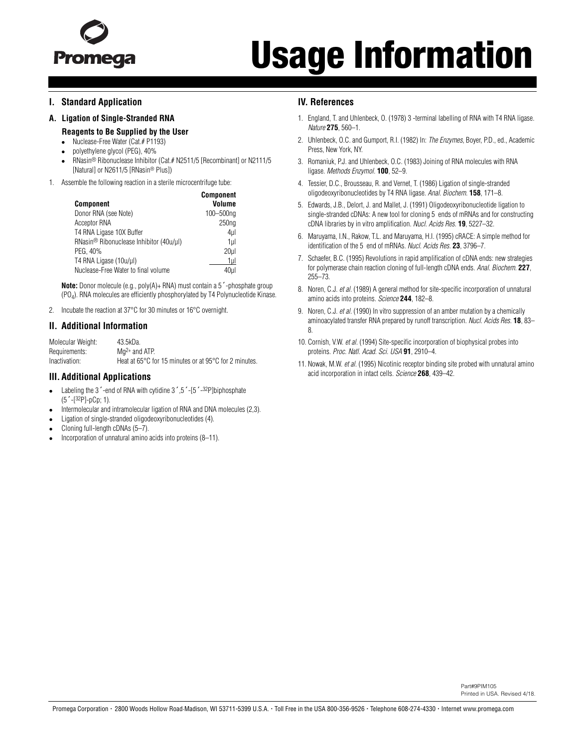# Usage Information

## I. Standard Application

### A. Ligation of Single-Stranded RNA

**Reagents to Be Supplied by the User**

- Nuclease-Free Water (Cat.# P1193)
- polyethylene glycol (PEG), 40%
- RNasin® Ribonuclease Inhibitor (Cat.# N2511/5 [Recombinant] or N2111/5 [Natural] or N2611/5 [RNasin® Plus])

1. Assemble the following reaction in a sterile microcentrifuge tube:

| Component | Component Volume |
|---|---|
| Donor RNA (see Note) | 100–500ng |
| Acceptor RNA | 250ng |
| T4 RNA Ligase 10X Buffer | 4µl |
| RNasin® Ribonuclease Inhibitor (40u/µl) | 1µl |
| PEG, 40% | 20µl |
| T4 RNA Ligase (10u/µl) | 1µl |
| Nuclease-Free Water to final volume | 40µl |

**Note:** Donor molecule (e.g., poly(A)+ RNA) must contain a 5´-phosphate group ($PO_4$). RNA molecules are efficiently phosphorylated by T4 Polynucleotide Kinase.

2. Incubate the reaction at 37°C for 30 minutes or 16°C overnight.

## II. Additional Information

| | |
|---|---|
| Molecular Weight: | 43.5kDa. |
| Requirements: | $Mg^{2+}$ and ATP. |
| Inactivation: | Heat at 65°C for 15 minutes or at 95°C for 2 minutes. |

## III. Additional Applications

- Labeling the 3´-end of RNA with cytidine 3´,5´-[5´-$^{32}$P]biphosphate (5´-[$^{32}$P]-pCp; 1).
- Intermolecular and intramolecular ligation of RNA and DNA molecules (2,3).
- Ligation of single-stranded oligodeoxyribonucleotides (4).
- Cloning full-length cDNAs (5–7).
- Incorporation of unnatural amino acids into proteins (8–11).

## IV. References

1. England, T. and Uhlenbeck, O. (1978) 3 -terminal labelling of RNA with T4 RNA ligase. *Nature* **275**, 560–1.
2. Uhlenbeck, O.C. and Gumport, R.I. (1982) In: *The Enzymes*, Boyer, P.D., ed., Academic Press, New York, NY.
3. Romaniuk, P.J. and Uhlenbeck, O.C. (1983) Joining of RNA molecules with RNA ligase. *Methods Enzymol.* **100**, 52–9.
4. Tessier, D.C., Brousseau, R. and Vernet, T. (1986) Ligation of single-stranded oligodeoxyribonucleotides by T4 RNA ligase. *Anal. Biochem.* **158**, 171–8.
5. Edwards, J.B., Delort, J. and Mallet, J. (1991) Oligodeoxyribonucleotide ligation to single-stranded cDNAs: A new tool for cloning 5 ends of mRNAs and for constructing cDNA libraries by in vitro amplification. *Nucl. Acids Res.* **19**, 5227–32.
6. Maruyama, I.N., Rakow, T.L. and Maruyama, H.I. (1995) cRACE: A simple method for identification of the 5 end of mRNAs. *Nucl. Acids Res.* **23**, 3796–7.
7. Schaefer, B.C. (1995) Revolutions in rapid amplification of cDNA ends: new strategies for polymerase chain reaction cloning of full-length cDNA ends. *Anal. Biochem.* **227**, 255–73.
8. Noren, C.J. *et al.* (1989) A general method for site-specific incorporation of unnatural amino acids into proteins. *Science* **244**, 182–8.
9. Noren, C.J. *et al.* (1990) In vitro suppression of an amber mutation by a chemically aminoacylated transfer RNA prepared by runoff transcription. *Nucl. Acids Res.* **18**, 83–8.
10. Cornish, V.W. *et al.* (1994) Site-specific incorporation of biophysical probes into proteins. *Proc. Natl. Acad. Sci. USA* **91**, 2910–4.
11. Nowak, M.W. *et al.* (1995) Nicotinic receptor binding site probed with unnatural amino acid incorporation in intact cells. *Science* **268**, 439–42.

Part#9PIM105
Printed in USA. Revised 4/18.